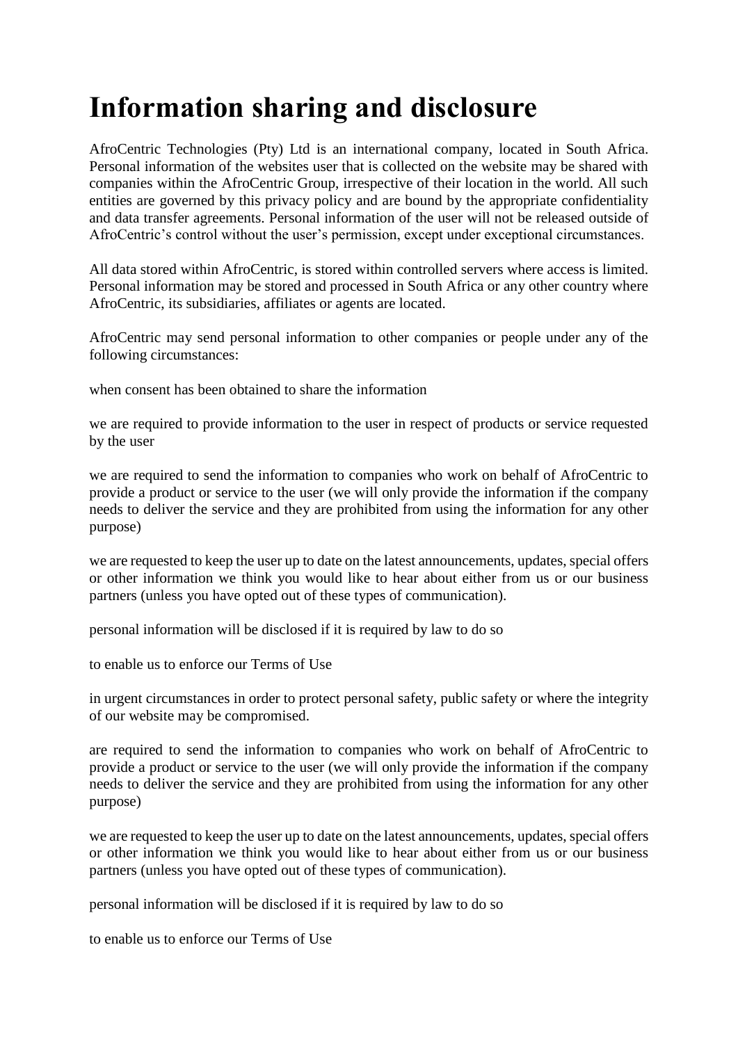# Information sharing and disclosure

AfroCentric Technologies (Pty) Ltd is an international company, located in South Africa. Personal information of the websites user that is collected on the website may be shared with companies within the AfroCentric Group, irrespective of their location in the world. All such entities are governed by this privacy policy and are bound by the appropriate confidentiality and data transfer agreements. Personal information of the user will not be released outside of AfroCentric's control without the user's permission, except under exceptional circumstances.

All data stored within AfroCentric, is stored within controlled servers where access is limited. Personal information may be stored and processed in South Africa or any other country where AfroCentric, its subsidiaries, affiliates or agents are located.

AfroCentric may send personal information to other companies or people under any of the following circumstances:

when consent has been obtained to share the information

we are required to provide information to the user in respect of products or service requested by the user

we are required to send the information to companies who work on behalf of AfroCentric to provide a product or service to the user (we will only provide the information if the company needs to deliver the service and they are prohibited from using the information for any other purpose)

we are requested to keep the user up to date on the latest announcements, updates, special offers or other information we think you would like to hear about either from us or our business partners (unless you have opted out of these types of communication).

personal information will be disclosed if it is required by law to do so

to enable us to enforce our Terms of Use

in urgent circumstances in order to protect personal safety, public safety or where the integrity of our website may be compromised.

are required to send the information to companies who work on behalf of AfroCentric to provide a product or service to the user (we will only provide the information if the company needs to deliver the service and they are prohibited from using the information for any other purpose)

we are requested to keep the user up to date on the latest announcements, updates, special offers or other information we think you would like to hear about either from us or our business partners (unless you have opted out of these types of communication).

personal information will be disclosed if it is required by law to do so

to enable us to enforce our Terms of Use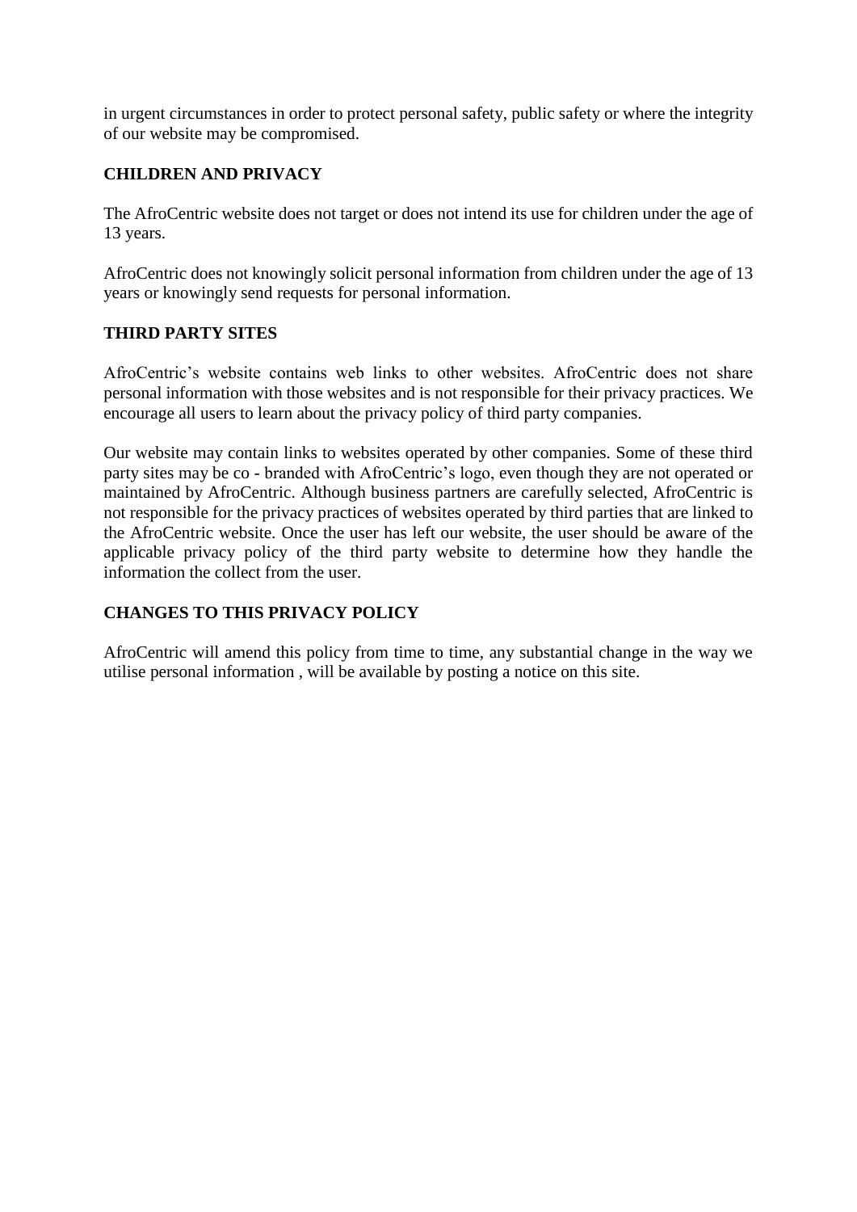in urgent circumstances in order to protect personal safety, public safety or where the integrity of our website may be compromised.

## CHILDREN AND PRIVACY

The AfroCentric website does not target or does not intend its use for children under the age of 13 years.

AfroCentric does not knowingly solicit personal information from children under the age of 13 years or knowingly send requests for personal information.

## THIRD PARTY SITES

AfroCentric's website contains web links to other websites. AfroCentric does not share personal information with those websites and is not responsible for their privacy practices. We encourage all users to learn about the privacy policy of third party companies.

Our website may contain links to websites operated by other companies. Some of these third party sites may be co - branded with AfroCentric's logo, even though they are not operated or maintained by AfroCentric. Although business partners are carefully selected, AfroCentric is not responsible for the privacy practices of websites operated by third parties that are linked to the AfroCentric website. Once the user has left our website, the user should be aware of the applicable privacy policy of the third party website to determine how they handle the information the collect from the user.

## CHANGES TO THIS PRIVACY POLICY

AfroCentric will amend this policy from time to time, any substantial change in the way we utilise personal information , will be available by posting a notice on this site.